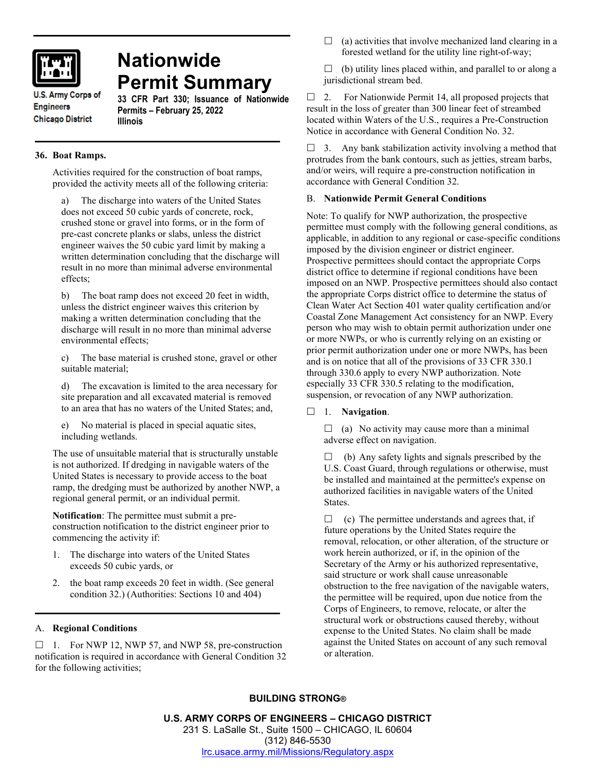# Nationwide Permit Summary

U.S. Army Corps of Engineers
Chicago District

**33 CFR Part 330; Issuance of Nationwide Permits – February 25, 2022**
**Illinois**

## 36. Boat Ramps.

Activities required for the construction of boat ramps, provided the activity meets all of the following criteria:

a) The discharge into waters of the United States does not exceed 50 cubic yards of concrete, rock, crushed stone or gravel into forms, or in the form of pre-cast concrete planks or slabs, unless the district engineer waives the 50 cubic yard limit by making a written determination concluding that the discharge will result in no more than minimal adverse environmental effects;

b) The boat ramp does not exceed 20 feet in width, unless the district engineer waives this criterion by making a written determination concluding that the discharge will result in no more than minimal adverse environmental effects;

c) The base material is crushed stone, gravel or other suitable material;

d) The excavation is limited to the area necessary for site preparation and all excavated material is removed to an area that has no waters of the United States; and,

e) No material is placed in special aquatic sites, including wetlands.

The use of unsuitable material that is structurally unstable is not authorized. If dredging in navigable waters of the United States is necessary to provide access to the boat ramp, the dredging must be authorized by another NWP, a regional general permit, or an individual permit.

**Notification**: The permittee must submit a pre-construction notification to the district engineer prior to commencing the activity if:

1. The discharge into waters of the United States exceeds 50 cubic yards, or
2. the boat ramp exceeds 20 feet in width. (See general condition 32.) (Authorities: Sections 10 and 404)

## A. Regional Conditions

☐ 1. For NWP 12, NWP 57, and NWP 58, pre-construction notification is required in accordance with General Condition 32 for the following activities;

☐ (a) activities that involve mechanized land clearing in a forested wetland for the utility line right-of-way;

☐ (b) utility lines placed within, and parallel to or along a jurisdictional stream bed.

☐ 2. For Nationwide Permit 14, all proposed projects that result in the loss of greater than 300 linear feet of streambed located within Waters of the U.S., requires a Pre-Construction Notice in accordance with General Condition No. 32.

☐ 3. Any bank stabilization activity involving a method that protrudes from the bank contours, such as jetties, stream barbs, and/or weirs, will require a pre-construction notification in accordance with General Condition 32.

## B. Nationwide Permit General Conditions

Note: To qualify for NWP authorization, the prospective permittee must comply with the following general conditions, as applicable, in addition to any regional or case-specific conditions imposed by the division engineer or district engineer. Prospective permittees should contact the appropriate Corps district office to determine if regional conditions have been imposed on an NWP. Prospective permittees should also contact the appropriate Corps district office to determine the status of Clean Water Act Section 401 water quality certification and/or Coastal Zone Management Act consistency for an NWP. Every person who may wish to obtain permit authorization under one or more NWPs, or who is currently relying on an existing or prior permit authorization under one or more NWPs, has been and is on notice that all of the provisions of 33 CFR 330.1 through 330.6 apply to every NWP authorization. Note especially 33 CFR 330.5 relating to the modification, suspension, or revocation of any NWP authorization.

☐ 1. **Navigation**.

☐ (a) No activity may cause more than a minimal adverse effect on navigation.

☐ (b) Any safety lights and signals prescribed by the U.S. Coast Guard, through regulations or otherwise, must be installed and maintained at the permittee's expense on authorized facilities in navigable waters of the United States.

☐ (c) The permittee understands and agrees that, if future operations by the United States require the removal, relocation, or other alteration, of the structure or work herein authorized, or if, in the opinion of the Secretary of the Army or his authorized representative, said structure or work shall cause unreasonable obstruction to the free navigation of the navigable waters, the permittee will be required, upon due notice from the Corps of Engineers, to remove, relocate, or alter the structural work or obstructions caused thereby, without expense to the United States. No claim shall be made against the United States on account of any such removal or alteration.

**BUILDING STRONG®**

**U.S. ARMY CORPS OF ENGINEERS – CHICAGO DISTRICT**
231 S. LaSalle St., Suite 1500 – CHICAGO, IL 60604
(312) 846-5530
lrc.usace.army.mil/Missions/Regulatory.aspx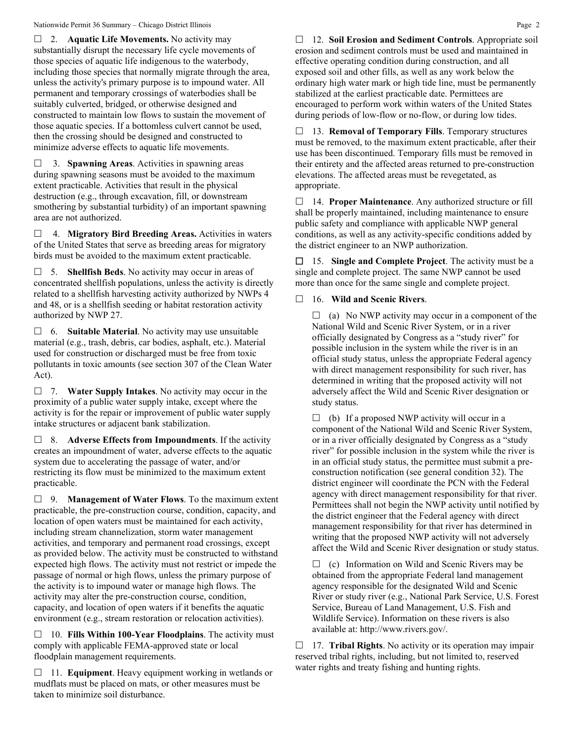☐ 2. **Aquatic Life Movements.** No activity may substantially disrupt the necessary life cycle movements of those species of aquatic life indigenous to the waterbody, including those species that normally migrate through the area, unless the activity's primary purpose is to impound water. All permanent and temporary crossings of waterbodies shall be suitably culverted, bridged, or otherwise designed and constructed to maintain low flows to sustain the movement of those aquatic species. If a bottomless culvert cannot be used, then the crossing should be designed and constructed to minimize adverse effects to aquatic life movements.

☐ 3. **Spawning Areas**. Activities in spawning areas during spawning seasons must be avoided to the maximum extent practicable. Activities that result in the physical destruction (e.g., through excavation, fill, or downstream smothering by substantial turbidity) of an important spawning area are not authorized.

☐ 4. **Migratory Bird Breeding Areas.** Activities in waters of the United States that serve as breeding areas for migratory birds must be avoided to the maximum extent practicable.

☐ 5. **Shellfish Beds**. No activity may occur in areas of concentrated shellfish populations, unless the activity is directly related to a shellfish harvesting activity authorized by NWPs 4 and 48, or is a shellfish seeding or habitat restoration activity authorized by NWP 27.

☐ 6. **Suitable Material**. No activity may use unsuitable material (e.g., trash, debris, car bodies, asphalt, etc.). Material used for construction or discharged must be free from toxic pollutants in toxic amounts (see section 307 of the Clean Water Act).

☐ 7. **Water Supply Intakes**. No activity may occur in the proximity of a public water supply intake, except where the activity is for the repair or improvement of public water supply intake structures or adjacent bank stabilization.

☐ 8. **Adverse Effects from Impoundments**. If the activity creates an impoundment of water, adverse effects to the aquatic system due to accelerating the passage of water, and/or restricting its flow must be minimized to the maximum extent practicable.

☐ 9. **Management of Water Flows**. To the maximum extent practicable, the pre-construction course, condition, capacity, and location of open waters must be maintained for each activity, including stream channelization, storm water management activities, and temporary and permanent road crossings, except as provided below. The activity must be constructed to withstand expected high flows. The activity must not restrict or impede the passage of normal or high flows, unless the primary purpose of the activity is to impound water or manage high flows. The activity may alter the pre-construction course, condition, capacity, and location of open waters if it benefits the aquatic environment (e.g., stream restoration or relocation activities).

☐ 10. **Fills Within 100-Year Floodplains**. The activity must comply with applicable FEMA-approved state or local floodplain management requirements.

☐ 11. **Equipment**. Heavy equipment working in wetlands or mudflats must be placed on mats, or other measures must be taken to minimize soil disturbance.

☐ 12. **Soil Erosion and Sediment Controls**. Appropriate soil erosion and sediment controls must be used and maintained in effective operating condition during construction, and all exposed soil and other fills, as well as any work below the ordinary high water mark or high tide line, must be permanently stabilized at the earliest practicable date. Permittees are encouraged to perform work within waters of the United States during periods of low-flow or no-flow, or during low tides.

☐ 13. **Removal of Temporary Fills**. Temporary structures must be removed, to the maximum extent practicable, after their use has been discontinued. Temporary fills must be removed in their entirety and the affected areas returned to pre-construction elevations. The affected areas must be revegetated, as appropriate.

☐ 14. **Proper Maintenance**. Any authorized structure or fill shall be properly maintained, including maintenance to ensure public safety and compliance with applicable NWP general conditions, as well as any activity-specific conditions added by the district engineer to an NWP authorization.

☐ 15. **Single and Complete Project**. The activity must be a single and complete project. The same NWP cannot be used more than once for the same single and complete project.

☐ 16. **Wild and Scenic Rivers**.

☐ (a) No NWP activity may occur in a component of the National Wild and Scenic River System, or in a river officially designated by Congress as a "study river" for possible inclusion in the system while the river is in an official study status, unless the appropriate Federal agency with direct management responsibility for such river, has determined in writing that the proposed activity will not adversely affect the Wild and Scenic River designation or study status.

☐ (b) If a proposed NWP activity will occur in a component of the National Wild and Scenic River System, or in a river officially designated by Congress as a "study river" for possible inclusion in the system while the river is in an official study status, the permittee must submit a pre-construction notification (see general condition 32). The district engineer will coordinate the PCN with the Federal agency with direct management responsibility for that river. Permittees shall not begin the NWP activity until notified by the district engineer that the Federal agency with direct management responsibility for that river has determined in writing that the proposed NWP activity will not adversely affect the Wild and Scenic River designation or study status.

☐ (c) Information on Wild and Scenic Rivers may be obtained from the appropriate Federal land management agency responsible for the designated Wild and Scenic River or study river (e.g., National Park Service, U.S. Forest Service, Bureau of Land Management, U.S. Fish and Wildlife Service). Information on these rivers is also available at: http://www.rivers.gov/.

☐ 17. **Tribal Rights**. No activity or its operation may impair reserved tribal rights, including, but not limited to, reserved water rights and treaty fishing and hunting rights.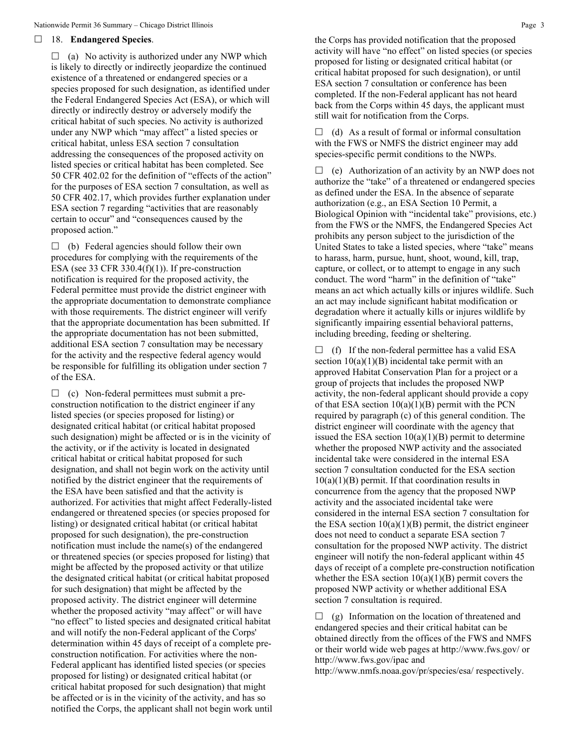☐ 18. **Endangered Species**.

☐ (a) No activity is authorized under any NWP which is likely to directly or indirectly jeopardize the continued existence of a threatened or endangered species or a species proposed for such designation, as identified under the Federal Endangered Species Act (ESA), or which will directly or indirectly destroy or adversely modify the critical habitat of such species. No activity is authorized under any NWP which "may affect" a listed species or critical habitat, unless ESA section 7 consultation addressing the consequences of the proposed activity on listed species or critical habitat has been completed. See 50 CFR 402.02 for the definition of "effects of the action" for the purposes of ESA section 7 consultation, as well as 50 CFR 402.17, which provides further explanation under ESA section 7 regarding "activities that are reasonably certain to occur" and "consequences caused by the proposed action."

☐ (b) Federal agencies should follow their own procedures for complying with the requirements of the ESA (see 33 CFR 330.4(f)(1)). If pre-construction notification is required for the proposed activity, the Federal permittee must provide the district engineer with the appropriate documentation to demonstrate compliance with those requirements. The district engineer will verify that the appropriate documentation has been submitted. If the appropriate documentation has not been submitted, additional ESA section 7 consultation may be necessary for the activity and the respective federal agency would be responsible for fulfilling its obligation under section 7 of the ESA.

☐ (c) Non-federal permittees must submit a pre-construction notification to the district engineer if any listed species (or species proposed for listing) or designated critical habitat (or critical habitat proposed such designation) might be affected or is in the vicinity of the activity, or if the activity is located in designated critical habitat or critical habitat proposed for such designation, and shall not begin work on the activity until notified by the district engineer that the requirements of the ESA have been satisfied and that the activity is authorized. For activities that might affect Federally-listed endangered or threatened species (or species proposed for listing) or designated critical habitat (or critical habitat proposed for such designation), the pre-construction notification must include the name(s) of the endangered or threatened species (or species proposed for listing) that might be affected by the proposed activity or that utilize the designated critical habitat (or critical habitat proposed for such designation) that might be affected by the proposed activity. The district engineer will determine whether the proposed activity "may affect" or will have "no effect" to listed species and designated critical habitat and will notify the non-Federal applicant of the Corps' determination within 45 days of receipt of a complete pre-construction notification. For activities where the non-Federal applicant has identified listed species (or species proposed for listing) or designated critical habitat (or critical habitat proposed for such designation) that might be affected or is in the vicinity of the activity, and has so notified the Corps, the applicant shall not begin work until the Corps has provided notification that the proposed activity will have "no effect" on listed species (or species proposed for listing or designated critical habitat (or critical habitat proposed for such designation), or until ESA section 7 consultation or conference has been completed. If the non-Federal applicant has not heard back from the Corps within 45 days, the applicant must still wait for notification from the Corps.

☐ (d) As a result of formal or informal consultation with the FWS or NMFS the district engineer may add species-specific permit conditions to the NWPs.

☐ (e) Authorization of an activity by an NWP does not authorize the "take" of a threatened or endangered species as defined under the ESA. In the absence of separate authorization (e.g., an ESA Section 10 Permit, a Biological Opinion with "incidental take" provisions, etc.) from the FWS or the NMFS, the Endangered Species Act prohibits any person subject to the jurisdiction of the United States to take a listed species, where "take" means to harass, harm, pursue, hunt, shoot, wound, kill, trap, capture, or collect, or to attempt to engage in any such conduct. The word "harm" in the definition of "take" means an act which actually kills or injures wildlife. Such an act may include significant habitat modification or degradation where it actually kills or injures wildlife by significantly impairing essential behavioral patterns, including breeding, feeding or sheltering.

☐ (f) If the non-federal permittee has a valid ESA section 10(a)(1)(B) incidental take permit with an approved Habitat Conservation Plan for a project or a group of projects that includes the proposed NWP activity, the non-federal applicant should provide a copy of that ESA section 10(a)(1)(B) permit with the PCN required by paragraph (c) of this general condition. The district engineer will coordinate with the agency that issued the ESA section 10(a)(1)(B) permit to determine whether the proposed NWP activity and the associated incidental take were considered in the internal ESA section 7 consultation conducted for the ESA section 10(a)(1)(B) permit. If that coordination results in concurrence from the agency that the proposed NWP activity and the associated incidental take were considered in the internal ESA section 7 consultation for the ESA section 10(a)(1)(B) permit, the district engineer does not need to conduct a separate ESA section 7 consultation for the proposed NWP activity. The district engineer will notify the non-federal applicant within 45 days of receipt of a complete pre-construction notification whether the ESA section 10(a)(1)(B) permit covers the proposed NWP activity or whether additional ESA section 7 consultation is required.

☐ (g) Information on the location of threatened and endangered species and their critical habitat can be obtained directly from the offices of the FWS and NMFS or their world wide web pages at http://www.fws.gov/ or http://www.fws.gov/ipac and http://www.nmfs.noaa.gov/pr/species/esa/ respectively.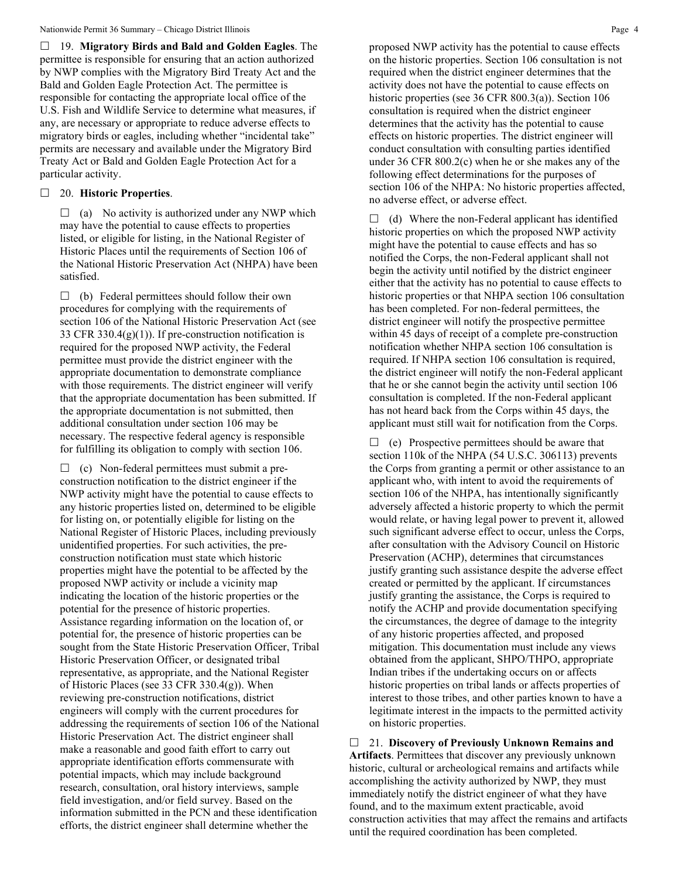☐ 19. **Migratory Birds and Bald and Golden Eagles**. The permittee is responsible for ensuring that an action authorized by NWP complies with the Migratory Bird Treaty Act and the Bald and Golden Eagle Protection Act. The permittee is responsible for contacting the appropriate local office of the U.S. Fish and Wildlife Service to determine what measures, if any, are necessary or appropriate to reduce adverse effects to migratory birds or eagles, including whether "incidental take" permits are necessary and available under the Migratory Bird Treaty Act or Bald and Golden Eagle Protection Act for a particular activity.

☐ 20. **Historic Properties**.

☐ (a) No activity is authorized under any NWP which may have the potential to cause effects to properties listed, or eligible for listing, in the National Register of Historic Places until the requirements of Section 106 of the National Historic Preservation Act (NHPA) have been satisfied.

☐ (b) Federal permittees should follow their own procedures for complying with the requirements of section 106 of the National Historic Preservation Act (see 33 CFR 330.4(g)(1)). If pre-construction notification is required for the proposed NWP activity, the Federal permittee must provide the district engineer with the appropriate documentation to demonstrate compliance with those requirements. The district engineer will verify that the appropriate documentation has been submitted. If the appropriate documentation is not submitted, then additional consultation under section 106 may be necessary. The respective federal agency is responsible for fulfilling its obligation to comply with section 106.

☐ (c) Non-federal permittees must submit a pre-construction notification to the district engineer if the NWP activity might have the potential to cause effects to any historic properties listed on, determined to be eligible for listing on, or potentially eligible for listing on the National Register of Historic Places, including previously unidentified properties. For such activities, the pre-construction notification must state which historic properties might have the potential to be affected by the proposed NWP activity or include a vicinity map indicating the location of the historic properties or the potential for the presence of historic properties. Assistance regarding information on the location of, or potential for, the presence of historic properties can be sought from the State Historic Preservation Officer, Tribal Historic Preservation Officer, or designated tribal representative, as appropriate, and the National Register of Historic Places (see 33 CFR 330.4(g)). When reviewing pre-construction notifications, district engineers will comply with the current procedures for addressing the requirements of section 106 of the National Historic Preservation Act. The district engineer shall make a reasonable and good faith effort to carry out appropriate identification efforts commensurate with potential impacts, which may include background research, consultation, oral history interviews, sample field investigation, and/or field survey. Based on the information submitted in the PCN and these identification efforts, the district engineer shall determine whether the proposed NWP activity has the potential to cause effects on the historic properties. Section 106 consultation is not required when the district engineer determines that the activity does not have the potential to cause effects on historic properties (see 36 CFR 800.3(a)). Section 106 consultation is required when the district engineer determines that the activity has the potential to cause effects on historic properties. The district engineer will conduct consultation with consulting parties identified under 36 CFR 800.2(c) when he or she makes any of the following effect determinations for the purposes of section 106 of the NHPA: No historic properties affected, no adverse effect, or adverse effect.

☐ (d) Where the non-Federal applicant has identified historic properties on which the proposed NWP activity might have the potential to cause effects and has so notified the Corps, the non-Federal applicant shall not begin the activity until notified by the district engineer either that the activity has no potential to cause effects to historic properties or that NHPA section 106 consultation has been completed. For non-federal permittees, the district engineer will notify the prospective permittee within 45 days of receipt of a complete pre-construction notification whether NHPA section 106 consultation is required. If NHPA section 106 consultation is required, the district engineer will notify the non-Federal applicant that he or she cannot begin the activity until section 106 consultation is completed. If the non-Federal applicant has not heard back from the Corps within 45 days, the applicant must still wait for notification from the Corps.

☐ (e) Prospective permittees should be aware that section 110k of the NHPA (54 U.S.C. 306113) prevents the Corps from granting a permit or other assistance to an applicant who, with intent to avoid the requirements of section 106 of the NHPA, has intentionally significantly adversely affected a historic property to which the permit would relate, or having legal power to prevent it, allowed such significant adverse effect to occur, unless the Corps, after consultation with the Advisory Council on Historic Preservation (ACHP), determines that circumstances justify granting such assistance despite the adverse effect created or permitted by the applicant. If circumstances justify granting the assistance, the Corps is required to notify the ACHP and provide documentation specifying the circumstances, the degree of damage to the integrity of any historic properties affected, and proposed mitigation. This documentation must include any views obtained from the applicant, SHPO/THPO, appropriate Indian tribes if the undertaking occurs on or affects historic properties on tribal lands or affects properties of interest to those tribes, and other parties known to have a legitimate interest in the impacts to the permitted activity on historic properties.

☐ 21. **Discovery of Previously Unknown Remains and Artifacts**. Permittees that discover any previously unknown historic, cultural or archeological remains and artifacts while accomplishing the activity authorized by NWP, they must immediately notify the district engineer of what they have found, and to the maximum extent practicable, avoid construction activities that may affect the remains and artifacts until the required coordination has been completed.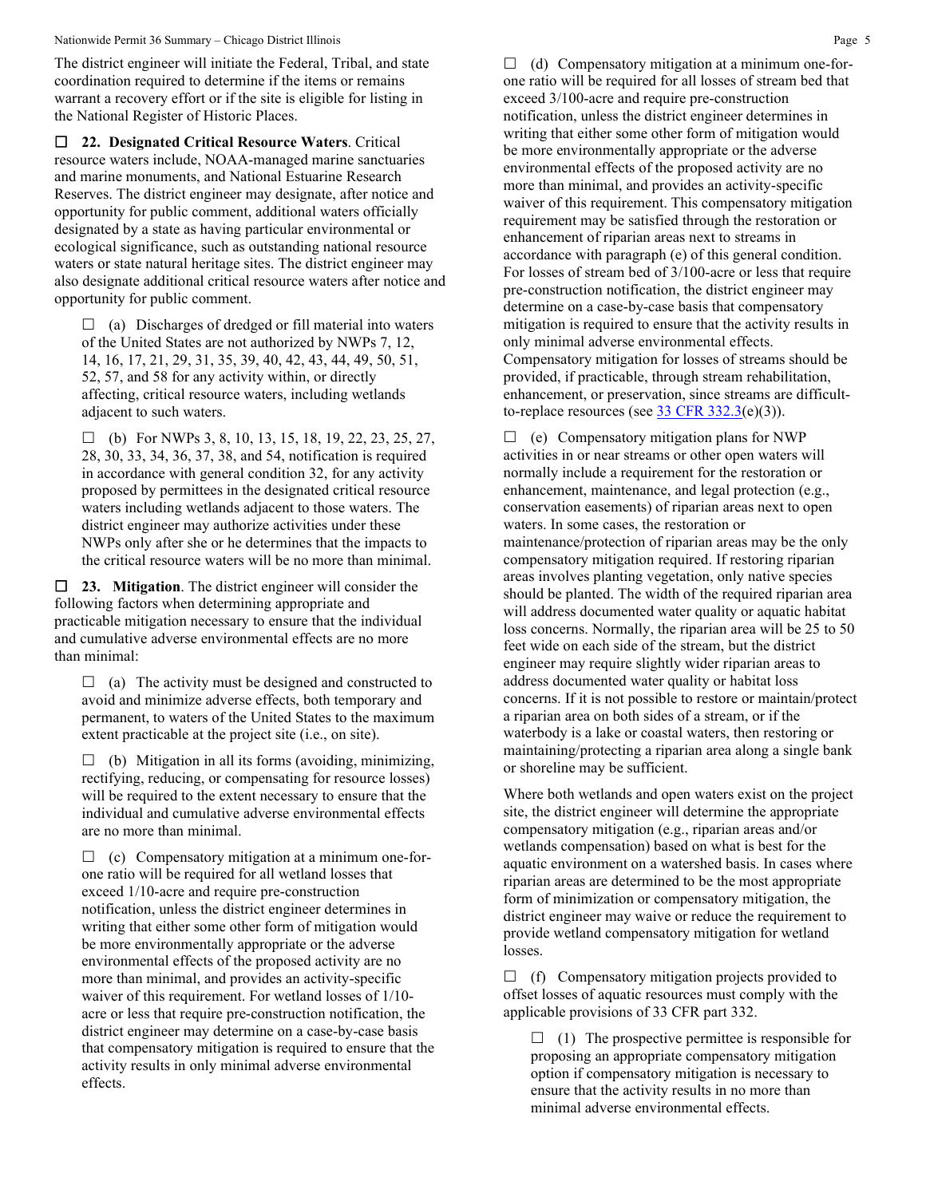The district engineer will initiate the Federal, Tribal, and state coordination required to determine if the items or remains warrant a recovery effort or if the site is eligible for listing in the National Register of Historic Places.

☐ **22. Designated Critical Resource Waters**. Critical resource waters include, NOAA-managed marine sanctuaries and marine monuments, and National Estuarine Research Reserves. The district engineer may designate, after notice and opportunity for public comment, additional waters officially designated by a state as having particular environmental or ecological significance, such as outstanding national resource waters or state natural heritage sites. The district engineer may also designate additional critical resource waters after notice and opportunity for public comment.

> ☐ (a) Discharges of dredged or fill material into waters of the United States are not authorized by NWPs 7, 12, 14, 16, 17, 21, 29, 31, 35, 39, 40, 42, 43, 44, 49, 50, 51, 52, 57, and 58 for any activity within, or directly affecting, critical resource waters, including wetlands adjacent to such waters.
>
> ☐ (b) For NWPs 3, 8, 10, 13, 15, 18, 19, 22, 23, 25, 27, 28, 30, 33, 34, 36, 37, 38, and 54, notification is required in accordance with general condition 32, for any activity proposed by permittees in the designated critical resource waters including wetlands adjacent to those waters. The district engineer may authorize activities under these NWPs only after she or he determines that the impacts to the critical resource waters will be no more than minimal.

☐ **23. Mitigation**. The district engineer will consider the following factors when determining appropriate and practicable mitigation necessary to ensure that the individual and cumulative adverse environmental effects are no more than minimal:

> ☐ (a) The activity must be designed and constructed to avoid and minimize adverse effects, both temporary and permanent, to waters of the United States to the maximum extent practicable at the project site (i.e., on site).
>
> ☐ (b) Mitigation in all its forms (avoiding, minimizing, rectifying, reducing, or compensating for resource losses) will be required to the extent necessary to ensure that the individual and cumulative adverse environmental effects are no more than minimal.
>
> ☐ (c) Compensatory mitigation at a minimum one-for-one ratio will be required for all wetland losses that exceed 1/10-acre and require pre-construction notification, unless the district engineer determines in writing that either some other form of mitigation would be more environmentally appropriate or the adverse environmental effects of the proposed activity are no more than minimal, and provides an activity-specific waiver of this requirement. For wetland losses of 1/10-acre or less that require pre-construction notification, the district engineer may determine on a case-by-case basis that compensatory mitigation is required to ensure that the activity results in only minimal adverse environmental effects.
>
> ☐ (d) Compensatory mitigation at a minimum one-for-one ratio will be required for all losses of stream bed that exceed 3/100-acre and require pre-construction notification, unless the district engineer determines in writing that either some other form of mitigation would be more environmentally appropriate or the adverse environmental effects of the proposed activity are no more than minimal, and provides an activity-specific waiver of this requirement. This compensatory mitigation requirement may be satisfied through the restoration or enhancement of riparian areas next to streams in accordance with paragraph (e) of this general condition. For losses of stream bed of 3/100-acre or less that require pre-construction notification, the district engineer may determine on a case-by-case basis that compensatory mitigation is required to ensure that the activity results in only minimal adverse environmental effects. Compensatory mitigation for losses of streams should be provided, if practicable, through stream rehabilitation, enhancement, or preservation, since streams are difficult-to-replace resources (see 33 CFR 332.3(e)(3)).
>
> ☐ (e) Compensatory mitigation plans for NWP activities in or near streams or other open waters will normally include a requirement for the restoration or enhancement, maintenance, and legal protection (e.g., conservation easements) of riparian areas next to open waters. In some cases, the restoration or maintenance/protection of riparian areas may be the only compensatory mitigation required. If restoring riparian areas involves planting vegetation, only native species should be planted. The width of the required riparian area will address documented water quality or aquatic habitat loss concerns. Normally, the riparian area will be 25 to 50 feet wide on each side of the stream, but the district engineer may require slightly wider riparian areas to address documented water quality or habitat loss concerns. If it is not possible to restore or maintain/protect a riparian area on both sides of a stream, or if the waterbody is a lake or coastal waters, then restoring or maintaining/protecting a riparian area along a single bank or shoreline may be sufficient.
>
> Where both wetlands and open waters exist on the project site, the district engineer will determine the appropriate compensatory mitigation (e.g., riparian areas and/or wetlands compensation) based on what is best for the aquatic environment on a watershed basis. In cases where riparian areas are determined to be the most appropriate form of minimization or compensatory mitigation, the district engineer may waive or reduce the requirement to provide wetland compensatory mitigation for wetland losses.
>
> ☐ (f) Compensatory mitigation projects provided to offset losses of aquatic resources must comply with the applicable provisions of 33 CFR part 332.
>
> > ☐ (1) The prospective permittee is responsible for proposing an appropriate compensatory mitigation option if compensatory mitigation is necessary to ensure that the activity results in no more than minimal adverse environmental effects.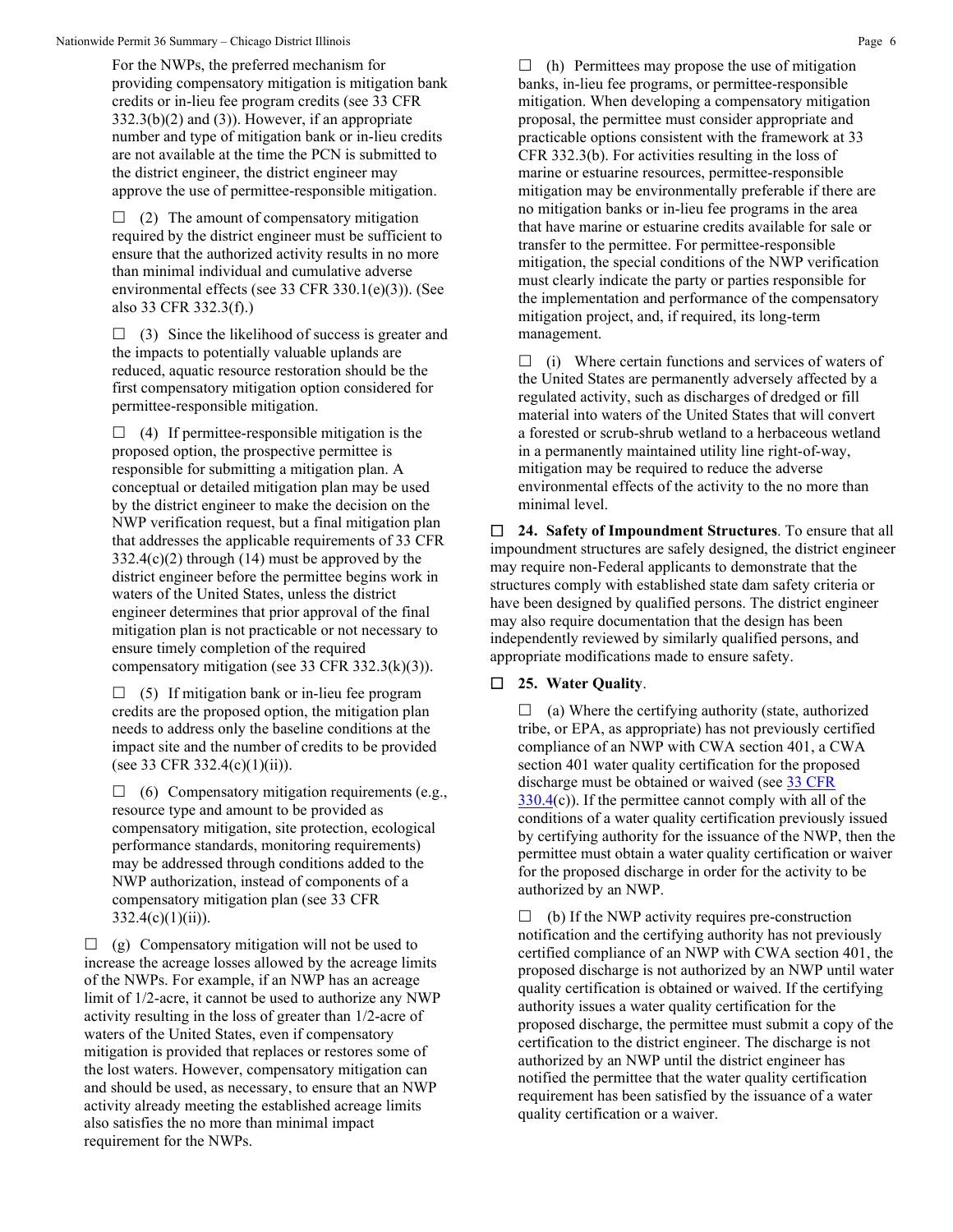For the NWPs, the preferred mechanism for providing compensatory mitigation is mitigation bank credits or in-lieu fee program credits (see 33 CFR 332.3(b)(2) and (3)). However, if an appropriate number and type of mitigation bank or in-lieu credits are not available at the time the PCN is submitted to the district engineer, the district engineer may approve the use of permittee-responsible mitigation.

☐ (2) The amount of compensatory mitigation required by the district engineer must be sufficient to ensure that the authorized activity results in no more than minimal individual and cumulative adverse environmental effects (see 33 CFR 330.1(e)(3)). (See also 33 CFR 332.3(f).)

☐ (3) Since the likelihood of success is greater and the impacts to potentially valuable uplands are reduced, aquatic resource restoration should be the first compensatory mitigation option considered for permittee-responsible mitigation.

☐ (4) If permittee-responsible mitigation is the proposed option, the prospective permittee is responsible for submitting a mitigation plan. A conceptual or detailed mitigation plan may be used by the district engineer to make the decision on the NWP verification request, but a final mitigation plan that addresses the applicable requirements of 33 CFR 332.4(c)(2) through (14) must be approved by the district engineer before the permittee begins work in waters of the United States, unless the district engineer determines that prior approval of the final mitigation plan is not practicable or not necessary to ensure timely completion of the required compensatory mitigation (see 33 CFR 332.3(k)(3)).

☐ (5) If mitigation bank or in-lieu fee program credits are the proposed option, the mitigation plan needs to address only the baseline conditions at the impact site and the number of credits to be provided (see 33 CFR 332.4(c)(1)(ii)).

☐ (6) Compensatory mitigation requirements (e.g., resource type and amount to be provided as compensatory mitigation, site protection, ecological performance standards, monitoring requirements) may be addressed through conditions added to the NWP authorization, instead of components of a compensatory mitigation plan (see 33 CFR 332.4(c)(1)(ii)).

☐ (g) Compensatory mitigation will not be used to increase the acreage losses allowed by the acreage limits of the NWPs. For example, if an NWP has an acreage limit of 1/2-acre, it cannot be used to authorize any NWP activity resulting in the loss of greater than 1/2-acre of waters of the United States, even if compensatory mitigation is provided that replaces or restores some of the lost waters. However, compensatory mitigation can and should be used, as necessary, to ensure that an NWP activity already meeting the established acreage limits also satisfies the no more than minimal impact requirement for the NWPs.

☐ (h) Permittees may propose the use of mitigation banks, in-lieu fee programs, or permittee-responsible mitigation. When developing a compensatory mitigation proposal, the permittee must consider appropriate and practicable options consistent with the framework at 33 CFR 332.3(b). For activities resulting in the loss of marine or estuarine resources, permittee-responsible mitigation may be environmentally preferable if there are no mitigation banks or in-lieu fee programs in the area that have marine or estuarine credits available for sale or transfer to the permittee. For permittee-responsible mitigation, the special conditions of the NWP verification must clearly indicate the party or parties responsible for the implementation and performance of the compensatory mitigation project, and, if required, its long-term management.

☐ (i) Where certain functions and services of waters of the United States are permanently adversely affected by a regulated activity, such as discharges of dredged or fill material into waters of the United States that will convert a forested or scrub-shrub wetland to a herbaceous wetland in a permanently maintained utility line right-of-way, mitigation may be required to reduce the adverse environmental effects of the activity to the no more than minimal level.

☐ **24. Safety of Impoundment Structures**. To ensure that all impoundment structures are safely designed, the district engineer may require non-Federal applicants to demonstrate that the structures comply with established state dam safety criteria or have been designed by qualified persons. The district engineer may also require documentation that the design has been independently reviewed by similarly qualified persons, and appropriate modifications made to ensure safety.

☐ **25. Water Quality**.

☐ (a) Where the certifying authority (state, authorized tribe, or EPA, as appropriate) has not previously certified compliance of an NWP with CWA section 401, a CWA section 401 water quality certification for the proposed discharge must be obtained or waived (see 33 CFR 330.4(c)). If the permittee cannot comply with all of the conditions of a water quality certification previously issued by certifying authority for the issuance of the NWP, then the permittee must obtain a water quality certification or waiver for the proposed discharge in order for the activity to be authorized by an NWP.

☐ (b) If the NWP activity requires pre-construction notification and the certifying authority has not previously certified compliance of an NWP with CWA section 401, the proposed discharge is not authorized by an NWP until water quality certification is obtained or waived. If the certifying authority issues a water quality certification for the proposed discharge, the permittee must submit a copy of the certification to the district engineer. The discharge is not authorized by an NWP until the district engineer has notified the permittee that the water quality certification requirement has been satisfied by the issuance of a water quality certification or a waiver.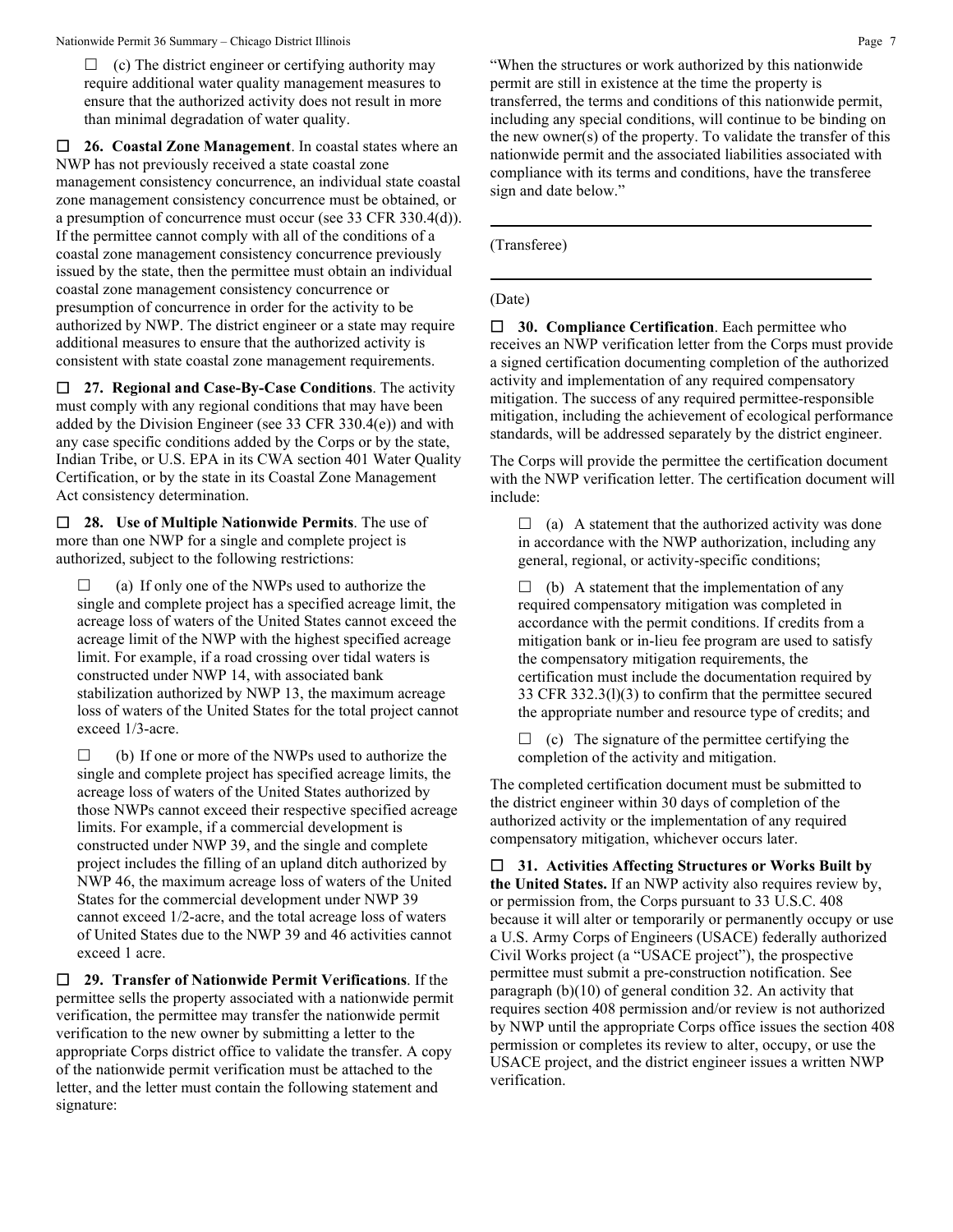☐ (c) The district engineer or certifying authority may require additional water quality management measures to ensure that the authorized activity does not result in more than minimal degradation of water quality.

☐ **26. Coastal Zone Management**. In coastal states where an NWP has not previously received a state coastal zone management consistency concurrence, an individual state coastal zone management consistency concurrence must be obtained, or a presumption of concurrence must occur (see 33 CFR 330.4(d)). If the permittee cannot comply with all of the conditions of a coastal zone management consistency concurrence previously issued by the state, then the permittee must obtain an individual coastal zone management consistency concurrence or presumption of concurrence in order for the activity to be authorized by NWP. The district engineer or a state may require additional measures to ensure that the authorized activity is consistent with state coastal zone management requirements.

☐ **27. Regional and Case-By-Case Conditions**. The activity must comply with any regional conditions that may have been added by the Division Engineer (see 33 CFR 330.4(e)) and with any case specific conditions added by the Corps or by the state, Indian Tribe, or U.S. EPA in its CWA section 401 Water Quality Certification, or by the state in its Coastal Zone Management Act consistency determination.

☐ **28. Use of Multiple Nationwide Permits**. The use of more than one NWP for a single and complete project is authorized, subject to the following restrictions:

☐ (a) If only one of the NWPs used to authorize the single and complete project has a specified acreage limit, the acreage loss of waters of the United States cannot exceed the acreage limit of the NWP with the highest specified acreage limit. For example, if a road crossing over tidal waters is constructed under NWP 14, with associated bank stabilization authorized by NWP 13, the maximum acreage loss of waters of the United States for the total project cannot exceed 1/3-acre.

☐ (b) If one or more of the NWPs used to authorize the single and complete project has specified acreage limits, the acreage loss of waters of the United States authorized by those NWPs cannot exceed their respective specified acreage limits. For example, if a commercial development is constructed under NWP 39, and the single and complete project includes the filling of an upland ditch authorized by NWP 46, the maximum acreage loss of waters of the United States for the commercial development under NWP 39 cannot exceed 1/2-acre, and the total acreage loss of waters of United States due to the NWP 39 and 46 activities cannot exceed 1 acre.

☐ **29. Transfer of Nationwide Permit Verifications**. If the permittee sells the property associated with a nationwide permit verification, the permittee may transfer the nationwide permit verification to the new owner by submitting a letter to the appropriate Corps district office to validate the transfer. A copy of the nationwide permit verification must be attached to the letter, and the letter must contain the following statement and signature:

"When the structures or work authorized by this nationwide permit are still in existence at the time the property is transferred, the terms and conditions of this nationwide permit, including any special conditions, will continue to be binding on the new owner(s) of the property. To validate the transfer of this nationwide permit and the associated liabilities associated with compliance with its terms and conditions, have the transferee sign and date below."

\_\_\_\_\_\_\_\_\_\_\_\_\_\_\_\_\_\_\_\_\_\_\_\_\_\_\_\_\_\_\_\_\_\_\_\_\_\_\_\_

(Transferee)

\_\_\_\_\_\_\_\_\_\_\_\_\_\_\_\_\_\_\_\_\_\_\_\_\_\_\_\_\_\_\_\_\_\_\_\_\_\_\_\_

(Date)

☐ **30. Compliance Certification**. Each permittee who receives an NWP verification letter from the Corps must provide a signed certification documenting completion of the authorized activity and implementation of any required compensatory mitigation. The success of any required permittee-responsible mitigation, including the achievement of ecological performance standards, will be addressed separately by the district engineer.

The Corps will provide the permittee the certification document with the NWP verification letter. The certification document will include:

☐ (a) A statement that the authorized activity was done in accordance with the NWP authorization, including any general, regional, or activity-specific conditions;

☐ (b) A statement that the implementation of any required compensatory mitigation was completed in accordance with the permit conditions. If credits from a mitigation bank or in-lieu fee program are used to satisfy the compensatory mitigation requirements, the certification must include the documentation required by 33 CFR 332.3(l)(3) to confirm that the permittee secured the appropriate number and resource type of credits; and

☐ (c) The signature of the permittee certifying the completion of the activity and mitigation.

The completed certification document must be submitted to the district engineer within 30 days of completion of the authorized activity or the implementation of any required compensatory mitigation, whichever occurs later.

☐ **31. Activities Affecting Structures or Works Built by the United States.** If an NWP activity also requires review by, or permission from, the Corps pursuant to 33 U.S.C. 408 because it will alter or temporarily or permanently occupy or use a U.S. Army Corps of Engineers (USACE) federally authorized Civil Works project (a "USACE project"), the prospective permittee must submit a pre-construction notification. See paragraph (b)(10) of general condition 32. An activity that requires section 408 permission and/or review is not authorized by NWP until the appropriate Corps office issues the section 408 permission or completes its review to alter, occupy, or use the USACE project, and the district engineer issues a written NWP verification.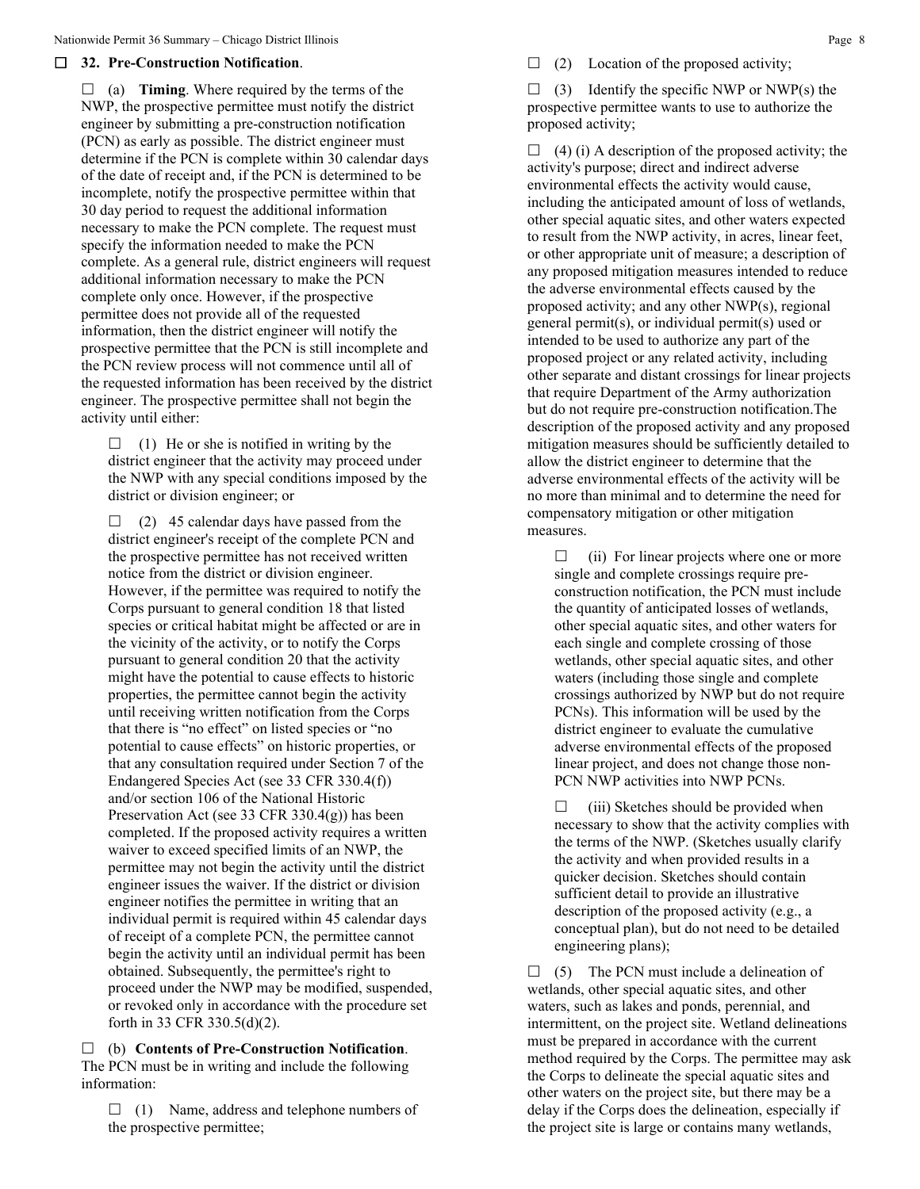☐ **32. Pre-Construction Notification**.

☐ (a) **Timing**. Where required by the terms of the NWP, the prospective permittee must notify the district engineer by submitting a pre-construction notification (PCN) as early as possible. The district engineer must determine if the PCN is complete within 30 calendar days of the date of receipt and, if the PCN is determined to be incomplete, notify the prospective permittee within that 30 day period to request the additional information necessary to make the PCN complete. The request must specify the information needed to make the PCN complete. As a general rule, district engineers will request additional information necessary to make the PCN complete only once. However, if the prospective permittee does not provide all of the requested information, then the district engineer will notify the prospective permittee that the PCN is still incomplete and the PCN review process will not commence until all of the requested information has been received by the district engineer. The prospective permittee shall not begin the activity until either:

☐ (1) He or she is notified in writing by the district engineer that the activity may proceed under the NWP with any special conditions imposed by the district or division engineer; or

☐ (2) 45 calendar days have passed from the district engineer's receipt of the complete PCN and the prospective permittee has not received written notice from the district or division engineer. However, if the permittee was required to notify the Corps pursuant to general condition 18 that listed species or critical habitat might be affected or are in the vicinity of the activity, or to notify the Corps pursuant to general condition 20 that the activity might have the potential to cause effects to historic properties, the permittee cannot begin the activity until receiving written notification from the Corps that there is "no effect" on listed species or "no potential to cause effects" on historic properties, or that any consultation required under Section 7 of the Endangered Species Act (see 33 CFR 330.4(f)) and/or section 106 of the National Historic Preservation Act (see 33 CFR 330.4(g)) has been completed. If the proposed activity requires a written waiver to exceed specified limits of an NWP, the permittee may not begin the activity until the district engineer issues the waiver. If the district or division engineer notifies the permittee in writing that an individual permit is required within 45 calendar days of receipt of a complete PCN, the permittee cannot begin the activity until an individual permit has been obtained. Subsequently, the permittee's right to proceed under the NWP may be modified, suspended, or revoked only in accordance with the procedure set forth in 33 CFR 330.5(d)(2).

☐ (b) **Contents of Pre-Construction Notification**. The PCN must be in writing and include the following information:

☐ (1) Name, address and telephone numbers of the prospective permittee;

☐ (2) Location of the proposed activity;

☐ (3) Identify the specific NWP or NWP(s) the prospective permittee wants to use to authorize the proposed activity;

☐ (4) (i) A description of the proposed activity; the activity's purpose; direct and indirect adverse environmental effects the activity would cause, including the anticipated amount of loss of wetlands, other special aquatic sites, and other waters expected to result from the NWP activity, in acres, linear feet, or other appropriate unit of measure; a description of any proposed mitigation measures intended to reduce the adverse environmental effects caused by the proposed activity; and any other NWP(s), regional general permit(s), or individual permit(s) used or intended to be used to authorize any part of the proposed project or any related activity, including other separate and distant crossings for linear projects that require Department of the Army authorization but do not require pre-construction notification.The description of the proposed activity and any proposed mitigation measures should be sufficiently detailed to allow the district engineer to determine that the adverse environmental effects of the activity will be no more than minimal and to determine the need for compensatory mitigation or other mitigation measures.

☐ (ii) For linear projects where one or more single and complete crossings require pre-construction notification, the PCN must include the quantity of anticipated losses of wetlands, other special aquatic sites, and other waters for each single and complete crossing of those wetlands, other special aquatic sites, and other waters (including those single and complete crossings authorized by NWP but do not require PCNs). This information will be used by the district engineer to evaluate the cumulative adverse environmental effects of the proposed linear project, and does not change those non-PCN NWP activities into NWP PCNs.

☐ (iii) Sketches should be provided when necessary to show that the activity complies with the terms of the NWP. (Sketches usually clarify the activity and when provided results in a quicker decision. Sketches should contain sufficient detail to provide an illustrative description of the proposed activity (e.g., a conceptual plan), but do not need to be detailed engineering plans);

☐ (5) The PCN must include a delineation of wetlands, other special aquatic sites, and other waters, such as lakes and ponds, perennial, and intermittent, on the project site. Wetland delineations must be prepared in accordance with the current method required by the Corps. The permittee may ask the Corps to delineate the special aquatic sites and other waters on the project site, but there may be a delay if the Corps does the delineation, especially if the project site is large or contains many wetlands,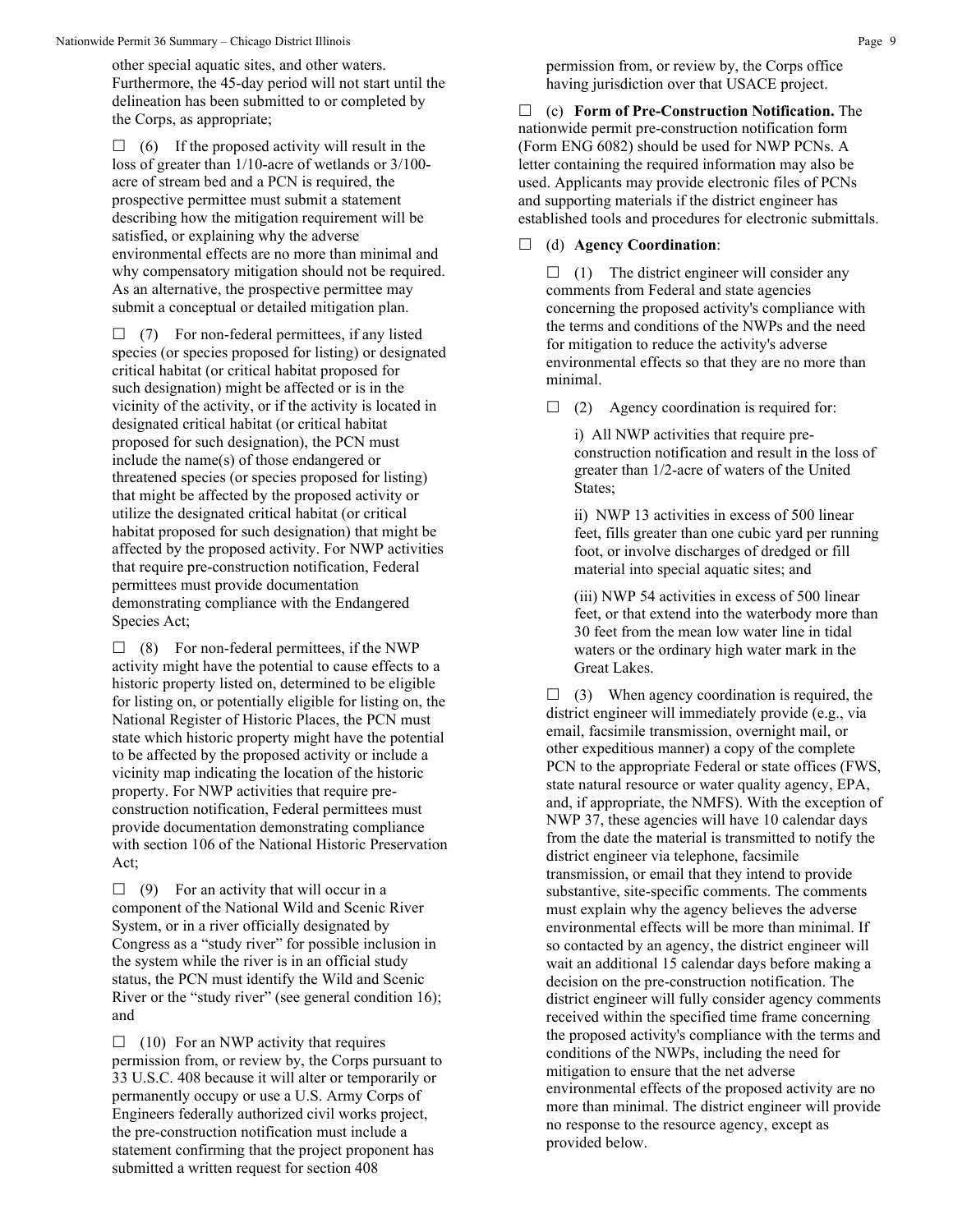other special aquatic sites, and other waters. Furthermore, the 45-day period will not start until the delineation has been submitted to or completed by the Corps, as appropriate;

☐ (6) If the proposed activity will result in the loss of greater than 1/10-acre of wetlands or 3/100-acre of stream bed and a PCN is required, the prospective permittee must submit a statement describing how the mitigation requirement will be satisfied, or explaining why the adverse environmental effects are no more than minimal and why compensatory mitigation should not be required. As an alternative, the prospective permittee may submit a conceptual or detailed mitigation plan.

☐ (7) For non-federal permittees, if any listed species (or species proposed for listing) or designated critical habitat (or critical habitat proposed for such designation) might be affected or is in the vicinity of the activity, or if the activity is located in designated critical habitat (or critical habitat proposed for such designation), the PCN must include the name(s) of those endangered or threatened species (or species proposed for listing) that might be affected by the proposed activity or utilize the designated critical habitat (or critical habitat proposed for such designation) that might be affected by the proposed activity. For NWP activities that require pre-construction notification, Federal permittees must provide documentation demonstrating compliance with the Endangered Species Act;

☐ (8) For non-federal permittees, if the NWP activity might have the potential to cause effects to a historic property listed on, determined to be eligible for listing on, or potentially eligible for listing on, the National Register of Historic Places, the PCN must state which historic property might have the potential to be affected by the proposed activity or include a vicinity map indicating the location of the historic property. For NWP activities that require pre-construction notification, Federal permittees must provide documentation demonstrating compliance with section 106 of the National Historic Preservation Act;

☐ (9) For an activity that will occur in a component of the National Wild and Scenic River System, or in a river officially designated by Congress as a "study river" for possible inclusion in the system while the river is in an official study status, the PCN must identify the Wild and Scenic River or the "study river" (see general condition 16); and

☐ (10) For an NWP activity that requires permission from, or review by, the Corps pursuant to 33 U.S.C. 408 because it will alter or temporarily or permanently occupy or use a U.S. Army Corps of Engineers federally authorized civil works project, the pre-construction notification must include a statement confirming that the project proponent has submitted a written request for section 408 permission from, or review by, the Corps office having jurisdiction over that USACE project.

☐ (c) **Form of Pre-Construction Notification.** The nationwide permit pre-construction notification form (Form ENG 6082) should be used for NWP PCNs. A letter containing the required information may also be used. Applicants may provide electronic files of PCNs and supporting materials if the district engineer has established tools and procedures for electronic submittals.

☐ (d) **Agency Coordination**:

☐ (1) The district engineer will consider any comments from Federal and state agencies concerning the proposed activity's compliance with the terms and conditions of the NWPs and the need for mitigation to reduce the activity's adverse environmental effects so that they are no more than minimal.

☐ (2) Agency coordination is required for:

i) All NWP activities that require pre-construction notification and result in the loss of greater than 1/2-acre of waters of the United States;

ii) NWP 13 activities in excess of 500 linear feet, fills greater than one cubic yard per running foot, or involve discharges of dredged or fill material into special aquatic sites; and

(iii) NWP 54 activities in excess of 500 linear feet, or that extend into the waterbody more than 30 feet from the mean low water line in tidal waters or the ordinary high water mark in the Great Lakes.

☐ (3) When agency coordination is required, the district engineer will immediately provide (e.g., via email, facsimile transmission, overnight mail, or other expeditious manner) a copy of the complete PCN to the appropriate Federal or state offices (FWS, state natural resource or water quality agency, EPA, and, if appropriate, the NMFS). With the exception of NWP 37, these agencies will have 10 calendar days from the date the material is transmitted to notify the district engineer via telephone, facsimile transmission, or email that they intend to provide substantive, site-specific comments. The comments must explain why the agency believes the adverse environmental effects will be more than minimal. If so contacted by an agency, the district engineer will wait an additional 15 calendar days before making a decision on the pre-construction notification. The district engineer will fully consider agency comments received within the specified time frame concerning the proposed activity's compliance with the terms and conditions of the NWPs, including the need for mitigation to ensure that the net adverse environmental effects of the proposed activity are no more than minimal. The district engineer will provide no response to the resource agency, except as provided below.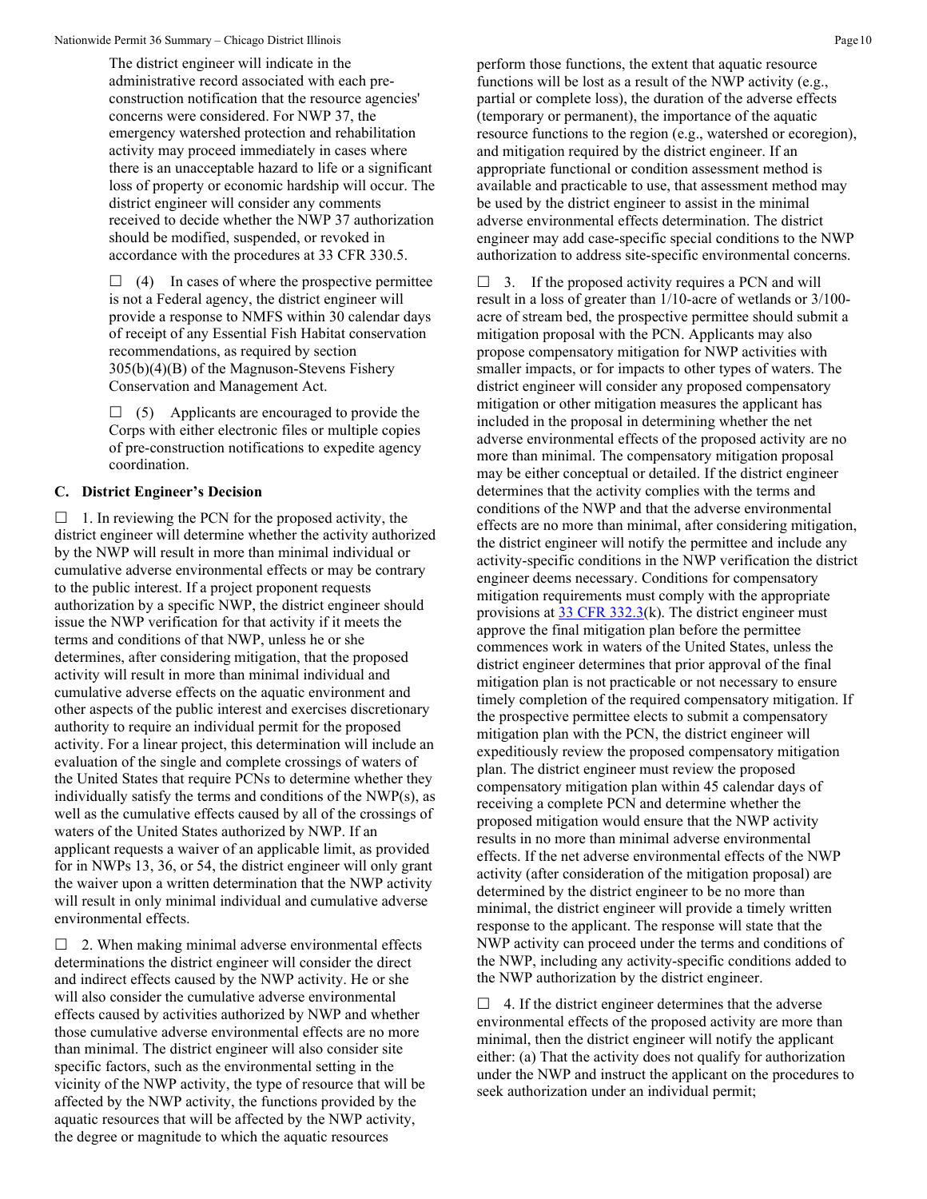The district engineer will indicate in the administrative record associated with each pre-construction notification that the resource agencies' concerns were considered. For NWP 37, the emergency watershed protection and rehabilitation activity may proceed immediately in cases where there is an unacceptable hazard to life or a significant loss of property or economic hardship will occur. The district engineer will consider any comments received to decide whether the NWP 37 authorization should be modified, suspended, or revoked in accordance with the procedures at 33 CFR 330.5.

☐ (4) In cases of where the prospective permittee is not a Federal agency, the district engineer will provide a response to NMFS within 30 calendar days of receipt of any Essential Fish Habitat conservation recommendations, as required by section 305(b)(4)(B) of the Magnuson-Stevens Fishery Conservation and Management Act.

☐ (5) Applicants are encouraged to provide the Corps with either electronic files or multiple copies of pre-construction notifications to expedite agency coordination.

### C. District Engineer's Decision

☐ 1. In reviewing the PCN for the proposed activity, the district engineer will determine whether the activity authorized by the NWP will result in more than minimal individual or cumulative adverse environmental effects or may be contrary to the public interest. If a project proponent requests authorization by a specific NWP, the district engineer should issue the NWP verification for that activity if it meets the terms and conditions of that NWP, unless he or she determines, after considering mitigation, that the proposed activity will result in more than minimal individual and cumulative adverse effects on the aquatic environment and other aspects of the public interest and exercises discretionary authority to require an individual permit for the proposed activity. For a linear project, this determination will include an evaluation of the single and complete crossings of waters of the United States that require PCNs to determine whether they individually satisfy the terms and conditions of the NWP(s), as well as the cumulative effects caused by all of the crossings of waters of the United States authorized by NWP. If an applicant requests a waiver of an applicable limit, as provided for in NWPs 13, 36, or 54, the district engineer will only grant the waiver upon a written determination that the NWP activity will result in only minimal individual and cumulative adverse environmental effects.

☐ 2. When making minimal adverse environmental effects determinations the district engineer will consider the direct and indirect effects caused by the NWP activity. He or she will also consider the cumulative adverse environmental effects caused by activities authorized by NWP and whether those cumulative adverse environmental effects are no more than minimal. The district engineer will also consider site specific factors, such as the environmental setting in the vicinity of the NWP activity, the type of resource that will be affected by the NWP activity, the functions provided by the aquatic resources that will be affected by the NWP activity, the degree or magnitude to which the aquatic resources perform those functions, the extent that aquatic resource functions will be lost as a result of the NWP activity (e.g., partial or complete loss), the duration of the adverse effects (temporary or permanent), the importance of the aquatic resource functions to the region (e.g., watershed or ecoregion), and mitigation required by the district engineer. If an appropriate functional or condition assessment method is available and practicable to use, that assessment method may be used by the district engineer to assist in the minimal adverse environmental effects determination. The district engineer may add case-specific special conditions to the NWP authorization to address site-specific environmental concerns.

☐ 3. If the proposed activity requires a PCN and will result in a loss of greater than 1/10-acre of wetlands or 3/100-acre of stream bed, the prospective permittee should submit a mitigation proposal with the PCN. Applicants may also propose compensatory mitigation for NWP activities with smaller impacts, or for impacts to other types of waters. The district engineer will consider any proposed compensatory mitigation or other mitigation measures the applicant has included in the proposal in determining whether the net adverse environmental effects of the proposed activity are no more than minimal. The compensatory mitigation proposal may be either conceptual or detailed. If the district engineer determines that the activity complies with the terms and conditions of the NWP and that the adverse environmental effects are no more than minimal, after considering mitigation, the district engineer will notify the permittee and include any activity-specific conditions in the NWP verification the district engineer deems necessary. Conditions for compensatory mitigation requirements must comply with the appropriate provisions at 33 CFR 332.3(k). The district engineer must approve the final mitigation plan before the permittee commences work in waters of the United States, unless the district engineer determines that prior approval of the final mitigation plan is not practicable or not necessary to ensure timely completion of the required compensatory mitigation. If the prospective permittee elects to submit a compensatory mitigation plan with the PCN, the district engineer will expeditiously review the proposed compensatory mitigation plan. The district engineer must review the proposed compensatory mitigation plan within 45 calendar days of receiving a complete PCN and determine whether the proposed mitigation would ensure that the NWP activity results in no more than minimal adverse environmental effects. If the net adverse environmental effects of the NWP activity (after consideration of the mitigation proposal) are determined by the district engineer to be no more than minimal, the district engineer will provide a timely written response to the applicant. The response will state that the NWP activity can proceed under the terms and conditions of the NWP, including any activity-specific conditions added to the NWP authorization by the district engineer.

☐ 4. If the district engineer determines that the adverse environmental effects of the proposed activity are more than minimal, then the district engineer will notify the applicant either: (a) That the activity does not qualify for authorization under the NWP and instruct the applicant on the procedures to seek authorization under an individual permit;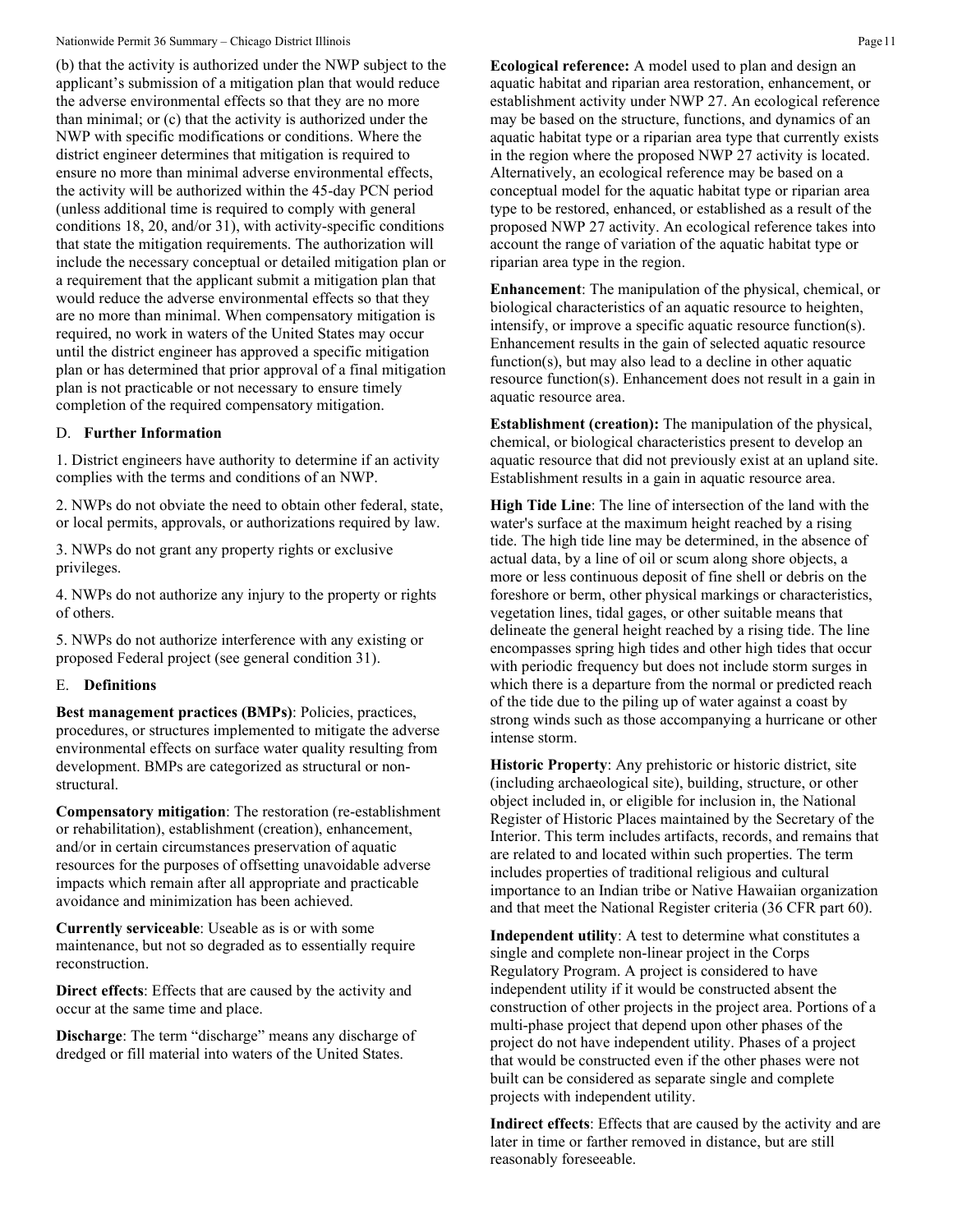(b) that the activity is authorized under the NWP subject to the applicant's submission of a mitigation plan that would reduce the adverse environmental effects so that they are no more than minimal; or (c) that the activity is authorized under the NWP with specific modifications or conditions. Where the district engineer determines that mitigation is required to ensure no more than minimal adverse environmental effects, the activity will be authorized within the 45-day PCN period (unless additional time is required to comply with general conditions 18, 20, and/or 31), with activity-specific conditions that state the mitigation requirements. The authorization will include the necessary conceptual or detailed mitigation plan or a requirement that the applicant submit a mitigation plan that would reduce the adverse environmental effects so that they are no more than minimal. When compensatory mitigation is required, no work in waters of the United States may occur until the district engineer has approved a specific mitigation plan or has determined that prior approval of a final mitigation plan is not practicable or not necessary to ensure timely completion of the required compensatory mitigation.

## D. Further Information

1. District engineers have authority to determine if an activity complies with the terms and conditions of an NWP.

2. NWPs do not obviate the need to obtain other federal, state, or local permits, approvals, or authorizations required by law.

3. NWPs do not grant any property rights or exclusive privileges.

4. NWPs do not authorize any injury to the property or rights of others.

5. NWPs do not authorize interference with any existing or proposed Federal project (see general condition 31).

## E. Definitions

**Best management practices (BMPs)**: Policies, practices, procedures, or structures implemented to mitigate the adverse environmental effects on surface water quality resulting from development. BMPs are categorized as structural or non-structural.

**Compensatory mitigation**: The restoration (re-establishment or rehabilitation), establishment (creation), enhancement, and/or in certain circumstances preservation of aquatic resources for the purposes of offsetting unavoidable adverse impacts which remain after all appropriate and practicable avoidance and minimization has been achieved.

**Currently serviceable**: Useable as is or with some maintenance, but not so degraded as to essentially require reconstruction.

**Direct effects**: Effects that are caused by the activity and occur at the same time and place.

**Discharge**: The term "discharge" means any discharge of dredged or fill material into waters of the United States.

**Ecological reference:** A model used to plan and design an aquatic habitat and riparian area restoration, enhancement, or establishment activity under NWP 27. An ecological reference may be based on the structure, functions, and dynamics of an aquatic habitat type or a riparian area type that currently exists in the region where the proposed NWP 27 activity is located. Alternatively, an ecological reference may be based on a conceptual model for the aquatic habitat type or riparian area type to be restored, enhanced, or established as a result of the proposed NWP 27 activity. An ecological reference takes into account the range of variation of the aquatic habitat type or riparian area type in the region.

**Enhancement**: The manipulation of the physical, chemical, or biological characteristics of an aquatic resource to heighten, intensify, or improve a specific aquatic resource function(s). Enhancement results in the gain of selected aquatic resource function(s), but may also lead to a decline in other aquatic resource function(s). Enhancement does not result in a gain in aquatic resource area.

**Establishment (creation):** The manipulation of the physical, chemical, or biological characteristics present to develop an aquatic resource that did not previously exist at an upland site. Establishment results in a gain in aquatic resource area.

**High Tide Line**: The line of intersection of the land with the water's surface at the maximum height reached by a rising tide. The high tide line may be determined, in the absence of actual data, by a line of oil or scum along shore objects, a more or less continuous deposit of fine shell or debris on the foreshore or berm, other physical markings or characteristics, vegetation lines, tidal gages, or other suitable means that delineate the general height reached by a rising tide. The line encompasses spring high tides and other high tides that occur with periodic frequency but does not include storm surges in which there is a departure from the normal or predicted reach of the tide due to the piling up of water against a coast by strong winds such as those accompanying a hurricane or other intense storm.

**Historic Property**: Any prehistoric or historic district, site (including archaeological site), building, structure, or other object included in, or eligible for inclusion in, the National Register of Historic Places maintained by the Secretary of the Interior. This term includes artifacts, records, and remains that are related to and located within such properties. The term includes properties of traditional religious and cultural importance to an Indian tribe or Native Hawaiian organization and that meet the National Register criteria (36 CFR part 60).

**Independent utility**: A test to determine what constitutes a single and complete non-linear project in the Corps Regulatory Program. A project is considered to have independent utility if it would be constructed absent the construction of other projects in the project area. Portions of a multi-phase project that depend upon other phases of the project do not have independent utility. Phases of a project that would be constructed even if the other phases were not built can be considered as separate single and complete projects with independent utility.

**Indirect effects**: Effects that are caused by the activity and are later in time or farther removed in distance, but are still reasonably foreseeable.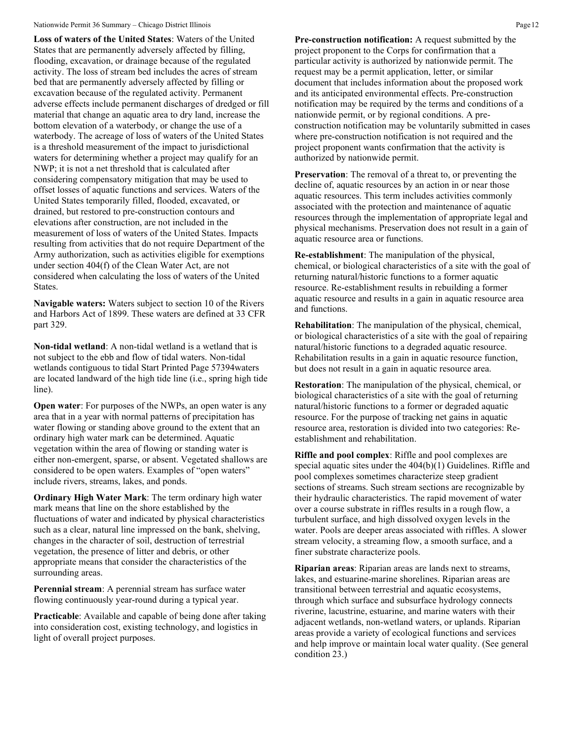**Loss of waters of the United States**: Waters of the United States that are permanently adversely affected by filling, flooding, excavation, or drainage because of the regulated activity. The loss of stream bed includes the acres of stream bed that are permanently adversely affected by filling or excavation because of the regulated activity. Permanent adverse effects include permanent discharges of dredged or fill material that change an aquatic area to dry land, increase the bottom elevation of a waterbody, or change the use of a waterbody. The acreage of loss of waters of the United States is a threshold measurement of the impact to jurisdictional waters for determining whether a project may qualify for an NWP; it is not a net threshold that is calculated after considering compensatory mitigation that may be used to offset losses of aquatic functions and services. Waters of the United States temporarily filled, flooded, excavated, or drained, but restored to pre-construction contours and elevations after construction, are not included in the measurement of loss of waters of the United States. Impacts resulting from activities that do not require Department of the Army authorization, such as activities eligible for exemptions under section 404(f) of the Clean Water Act, are not considered when calculating the loss of waters of the United States.

**Navigable waters:** Waters subject to section 10 of the Rivers and Harbors Act of 1899. These waters are defined at 33 CFR part 329.

**Non-tidal wetland**: A non-tidal wetland is a wetland that is not subject to the ebb and flow of tidal waters. Non-tidal wetlands contiguous to tidal Start Printed Page 57394waters are located landward of the high tide line (i.e., spring high tide line).

**Open water**: For purposes of the NWPs, an open water is any area that in a year with normal patterns of precipitation has water flowing or standing above ground to the extent that an ordinary high water mark can be determined. Aquatic vegetation within the area of flowing or standing water is either non-emergent, sparse, or absent. Vegetated shallows are considered to be open waters. Examples of "open waters" include rivers, streams, lakes, and ponds.

**Ordinary High Water Mark**: The term ordinary high water mark means that line on the shore established by the fluctuations of water and indicated by physical characteristics such as a clear, natural line impressed on the bank, shelving, changes in the character of soil, destruction of terrestrial vegetation, the presence of litter and debris, or other appropriate means that consider the characteristics of the surrounding areas.

**Perennial stream**: A perennial stream has surface water flowing continuously year-round during a typical year.

**Practicable**: Available and capable of being done after taking into consideration cost, existing technology, and logistics in light of overall project purposes.

**Pre-construction notification:** A request submitted by the project proponent to the Corps for confirmation that a particular activity is authorized by nationwide permit. The request may be a permit application, letter, or similar document that includes information about the proposed work and its anticipated environmental effects. Pre-construction notification may be required by the terms and conditions of a nationwide permit, or by regional conditions. A pre-construction notification may be voluntarily submitted in cases where pre-construction notification is not required and the project proponent wants confirmation that the activity is authorized by nationwide permit.

**Preservation**: The removal of a threat to, or preventing the decline of, aquatic resources by an action in or near those aquatic resources. This term includes activities commonly associated with the protection and maintenance of aquatic resources through the implementation of appropriate legal and physical mechanisms. Preservation does not result in a gain of aquatic resource area or functions.

**Re-establishment**: The manipulation of the physical, chemical, or biological characteristics of a site with the goal of returning natural/historic functions to a former aquatic resource. Re-establishment results in rebuilding a former aquatic resource and results in a gain in aquatic resource area and functions.

**Rehabilitation**: The manipulation of the physical, chemical, or biological characteristics of a site with the goal of repairing natural/historic functions to a degraded aquatic resource. Rehabilitation results in a gain in aquatic resource function, but does not result in a gain in aquatic resource area.

**Restoration**: The manipulation of the physical, chemical, or biological characteristics of a site with the goal of returning natural/historic functions to a former or degraded aquatic resource. For the purpose of tracking net gains in aquatic resource area, restoration is divided into two categories: Re-establishment and rehabilitation.

**Riffle and pool complex**: Riffle and pool complexes are special aquatic sites under the 404(b)(1) Guidelines. Riffle and pool complexes sometimes characterize steep gradient sections of streams. Such stream sections are recognizable by their hydraulic characteristics. The rapid movement of water over a course substrate in riffles results in a rough flow, a turbulent surface, and high dissolved oxygen levels in the water. Pools are deeper areas associated with riffles. A slower stream velocity, a streaming flow, a smooth surface, and a finer substrate characterize pools.

**Riparian areas**: Riparian areas are lands next to streams, lakes, and estuarine-marine shorelines. Riparian areas are transitional between terrestrial and aquatic ecosystems, through which surface and subsurface hydrology connects riverine, lacustrine, estuarine, and marine waters with their adjacent wetlands, non-wetland waters, or uplands. Riparian areas provide a variety of ecological functions and services and help improve or maintain local water quality. (See general condition 23.)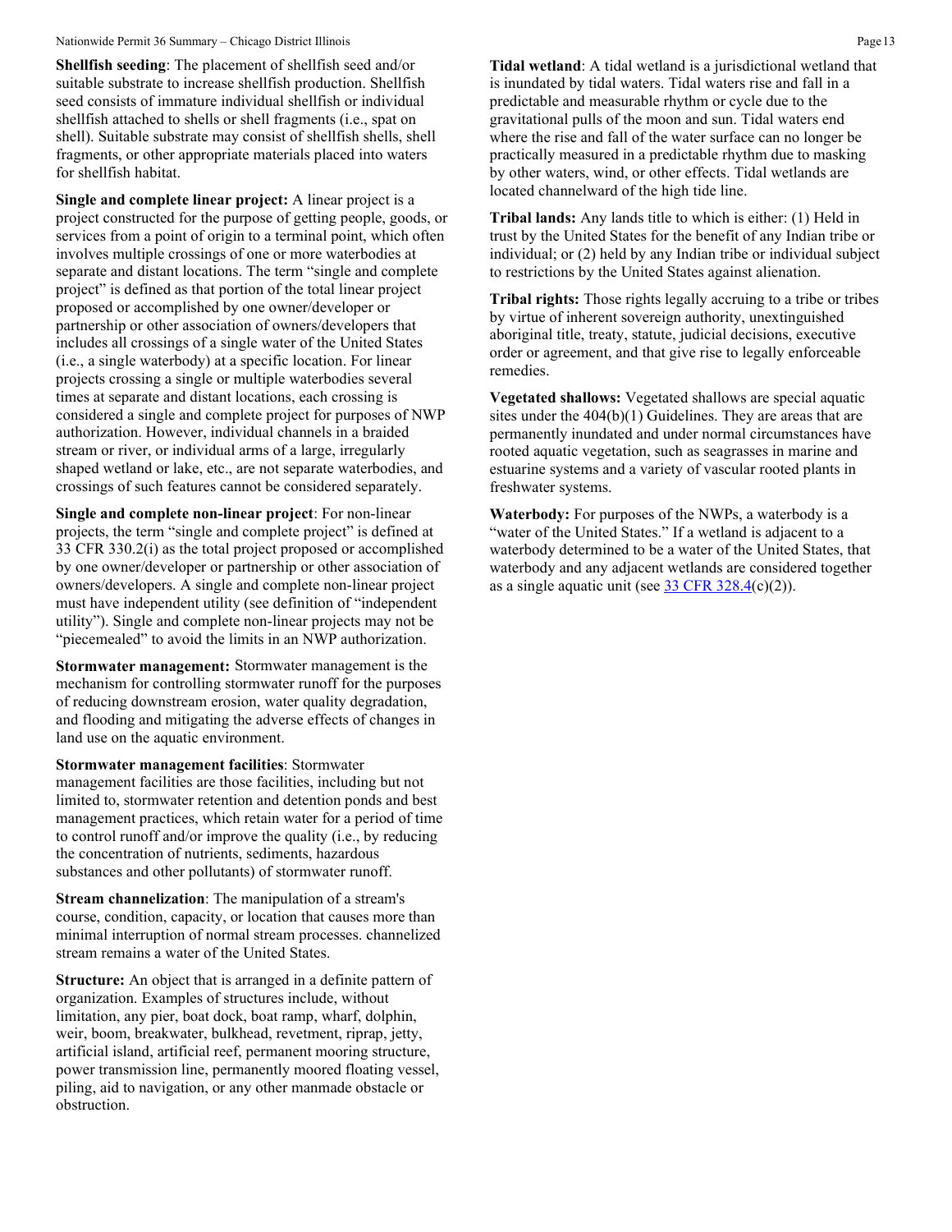**Shellfish seeding**: The placement of shellfish seed and/or suitable substrate to increase shellfish production. Shellfish seed consists of immature individual shellfish or individual shellfish attached to shells or shell fragments (i.e., spat on shell). Suitable substrate may consist of shellfish shells, shell fragments, or other appropriate materials placed into waters for shellfish habitat.

**Single and complete linear project:** A linear project is a project constructed for the purpose of getting people, goods, or services from a point of origin to a terminal point, which often involves multiple crossings of one or more waterbodies at separate and distant locations. The term "single and complete project" is defined as that portion of the total linear project proposed or accomplished by one owner/developer or partnership or other association of owners/developers that includes all crossings of a single water of the United States (i.e., a single waterbody) at a specific location. For linear projects crossing a single or multiple waterbodies several times at separate and distant locations, each crossing is considered a single and complete project for purposes of NWP authorization. However, individual channels in a braided stream or river, or individual arms of a large, irregularly shaped wetland or lake, etc., are not separate waterbodies, and crossings of such features cannot be considered separately.

**Single and complete non-linear project**: For non-linear projects, the term "single and complete project" is defined at 33 CFR 330.2(i) as the total project proposed or accomplished by one owner/developer or partnership or other association of owners/developers. A single and complete non-linear project must have independent utility (see definition of "independent utility"). Single and complete non-linear projects may not be "piecemealed" to avoid the limits in an NWP authorization.

**Stormwater management:** Stormwater management is the mechanism for controlling stormwater runoff for the purposes of reducing downstream erosion, water quality degradation, and flooding and mitigating the adverse effects of changes in land use on the aquatic environment.

**Stormwater management facilities**: Stormwater management facilities are those facilities, including but not limited to, stormwater retention and detention ponds and best management practices, which retain water for a period of time to control runoff and/or improve the quality (i.e., by reducing the concentration of nutrients, sediments, hazardous substances and other pollutants) of stormwater runoff.

**Stream channelization**: The manipulation of a stream's course, condition, capacity, or location that causes more than minimal interruption of normal stream processes. channelized stream remains a water of the United States.

**Structure:** An object that is arranged in a definite pattern of organization. Examples of structures include, without limitation, any pier, boat dock, boat ramp, wharf, dolphin, weir, boom, breakwater, bulkhead, revetment, riprap, jetty, artificial island, artificial reef, permanent mooring structure, power transmission line, permanently moored floating vessel, piling, aid to navigation, or any other manmade obstacle or obstruction.

**Tidal wetland**: A tidal wetland is a jurisdictional wetland that is inundated by tidal waters. Tidal waters rise and fall in a predictable and measurable rhythm or cycle due to the gravitational pulls of the moon and sun. Tidal waters end where the rise and fall of the water surface can no longer be practically measured in a predictable rhythm due to masking by other waters, wind, or other effects. Tidal wetlands are located channelward of the high tide line.

**Tribal lands:** Any lands title to which is either: (1) Held in trust by the United States for the benefit of any Indian tribe or individual; or (2) held by any Indian tribe or individual subject to restrictions by the United States against alienation.

**Tribal rights:** Those rights legally accruing to a tribe or tribes by virtue of inherent sovereign authority, unextinguished aboriginal title, treaty, statute, judicial decisions, executive order or agreement, and that give rise to legally enforceable remedies.

**Vegetated shallows:** Vegetated shallows are special aquatic sites under the 404(b)(1) Guidelines. They are areas that are permanently inundated and under normal circumstances have rooted aquatic vegetation, such as seagrasses in marine and estuarine systems and a variety of vascular rooted plants in freshwater systems.

**Waterbody:** For purposes of the NWPs, a waterbody is a "water of the United States." If a wetland is adjacent to a waterbody determined to be a water of the United States, that waterbody and any adjacent wetlands are considered together as a single aquatic unit (see 33 CFR 328.4(c)(2)).